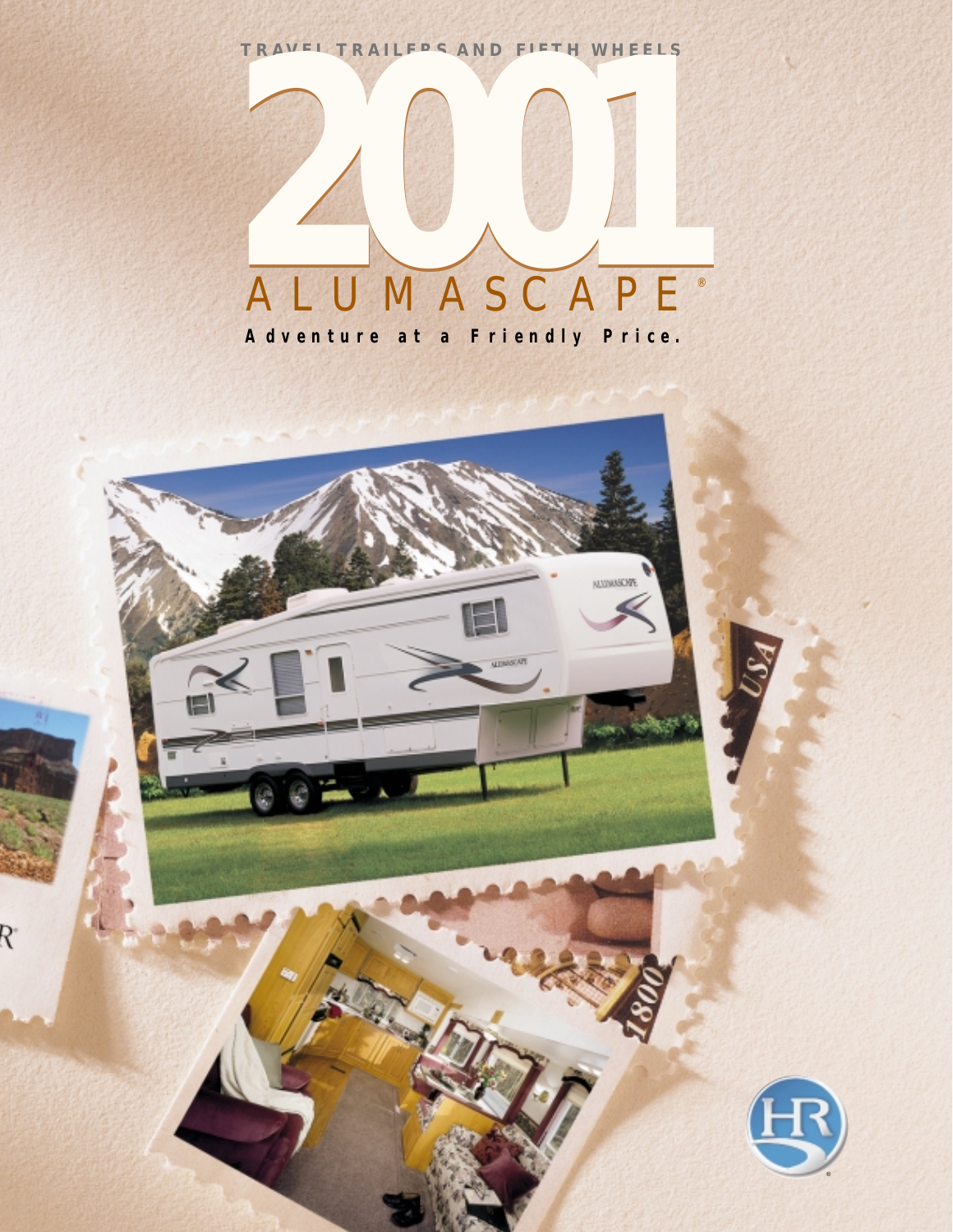TRAVEL TRAILERS AND FIFTH WHEELS

# 2001

# ALUMASCAPE®

**Adventure at a Friendly Price.**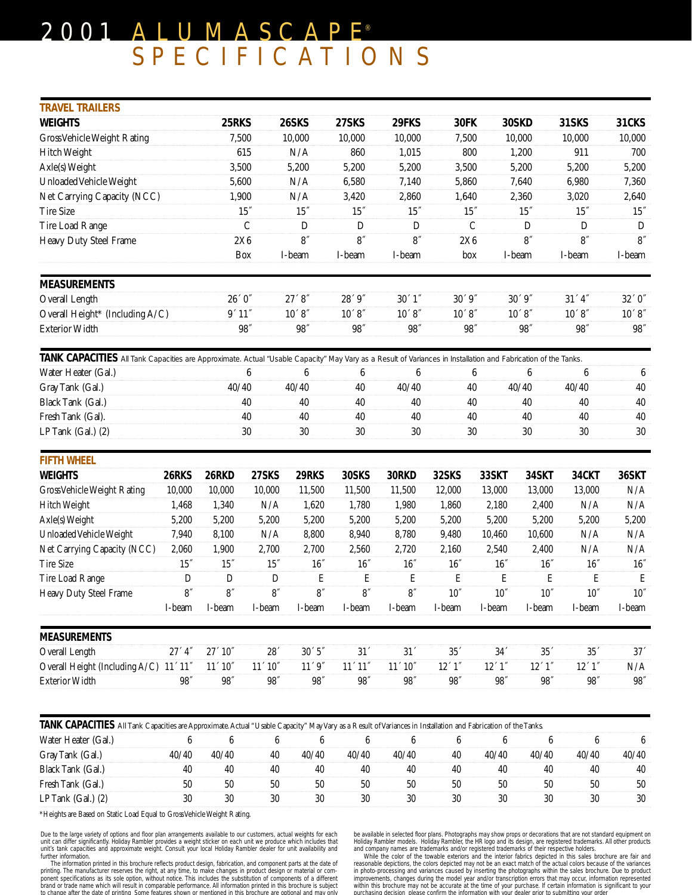# 2001 ALUMASCAPE® SPECIFICATIONS

## TRAVEL TRAILERS

| WEIGHTS | 25RKS | 26SKS | 27SKS | 29FKS | 30FK | 30SKD | 31SKS | 31CKS |
|---|---|---|---|---|---|---|---|---|
| Gross Vehicle Weight Rating | 7,500 | 10,000 | 10,000 | 10,000 | 7,500 | 10,000 | 10,000 | 10,000 |
| Hitch Weight | 615 | N/A | 860 | 1,015 | 800 | 1,200 | 911 | 700 |
| Axle(s) Weight | 3,500 | 5,200 | 5,200 | 5,200 | 3,500 | 5,200 | 5,200 | 5,200 |
| Unloaded Vehicle Weight | 5,600 | N/A | 6,580 | 7,140 | 5,860 | 7,640 | 6,980 | 7,360 |
| Net Carrying Capacity (NCC) | 1,900 | N/A | 3,420 | 2,860 | 1,640 | 2,360 | 3,020 | 2,640 |
| Tire Size | 15″ | 15″ | 15″ | 15″ | 15″ | 15″ | 15″ | 15″ |
| Tire Load Range | C | D | D | D | C | D | D | D |
| Heavy Duty Steel Frame | 2X6 Box | 8″ I-beam | 8″ I-beam | 8″ I-beam | 2X6 box | 8″ I-beam | 8″ I-beam | 8″ I-beam |

| MEASUREMENTS | 25RKS | 26SKS | 27SKS | 29FKS | 30FK | 30SKD | 31SKS | 31CKS |
|---|---|---|---|---|---|---|---|---|
| Overall Length | 26′ 0″ | 27′ 8″ | 28′ 9″ | 30′ 1″ | 30′ 9″ | 30′ 9″ | 31′ 4″ | 32′ 0″ |
| Overall Height* (Including A/C) | 9′ 11″ | 10′ 8″ | 10′ 8″ | 10′ 8″ | 10′ 8″ | 10′ 8″ | 10′ 8″ | 10′ 8″ |
| Exterior Width | 98″ | 98″ | 98″ | 98″ | 98″ | 98″ | 98″ | 98″ |

**TANK CAPACITIES** All Tank Capacities are Approximate. Actual "Usable Capacity" May Vary as a Result of Variances in Installation and Fabrication of the Tanks.

| TANK CAPACITIES | 25RKS | 26SKS | 27SKS | 29FKS | 30FK | 30SKD | 31SKS | 31CKS |
|---|---|---|---|---|---|---|---|---|
| Water Heater (Gal.) | 6 | 6 | 6 | 6 | 6 | 6 | 6 | 6 |
| Gray Tank (Gal.) | 40/40 | 40/40 | 40 | 40/40 | 40 | 40/40 | 40/40 | 40 |
| Black Tank (Gal.) | 40 | 40 | 40 | 40 | 40 | 40 | 40 | 40 |
| Fresh Tank (Gal). | 40 | 40 | 40 | 40 | 40 | 40 | 40 | 40 |
| LP Tank (Gal.) (2) | 30 | 30 | 30 | 30 | 30 | 30 | 30 | 30 |

## FIFTH WHEEL

| WEIGHTS | 26RKS | 26RKD | 27SKS | 29RKS | 30SKS | 30RKD | 32SKS | 33SKT | 34SKT | 34CKT | 36SKT |
|---|---|---|---|---|---|---|---|---|---|---|---|
| Gross Vehicle Weight Rating | 10,000 | 10,000 | 10,000 | 11,500 | 11,500 | 11,500 | 12,000 | 13,000 | 13,000 | 13,000 | N/A |
| Hitch Weight | 1,468 | 1,340 | N/A | 1,620 | 1,780 | 1,980 | 1,860 | 2,180 | 2,400 | N/A | N/A |
| Axle(s) Weight | 5,200 | 5,200 | 5,200 | 5,200 | 5,200 | 5,200 | 5,200 | 5,200 | 5,200 | 5,200 | 5,200 |
| Unloaded Vehicle Weight | 7,940 | 8,100 | N/A | 8,800 | 8,940 | 8,780 | 9,480 | 10,460 | 10,600 | N/A | N/A |
| Net Carrying Capacity (NCC) | 2,060 | 1,900 | 2,700 | 2,700 | 2,560 | 2,720 | 2,160 | 2,540 | 2,400 | N/A | N/A |
| Tire Size | 15″ | 15″ | 15″ | 16″ | 16″ | 16″ | 16″ | 16″ | 16″ | 16″ | 16″ |
| Tire Load Range | D | D | D | E | E | E | E | E | E | E | E |
| Heavy Duty Steel Frame | 8″ I-beam | 8″ I-beam | 8″ I-beam | 8″ I-beam | 8″ I-beam | 8″ I-beam | 10″ I-beam | 10″ I-beam | 10″ I-beam | 10″ I-beam | 10″ I-beam |

| MEASUREMENTS | 26RKS | 26RKD | 27SKS | 29RKS | 30SKS | 30RKD | 32SKS | 33SKT | 34SKT | 34CKT | 36SKT |
|---|---|---|---|---|---|---|---|---|---|---|---|
| Overall Length | 27′ 4″ | 27′ 10″ | 28′ | 30′ 5″ | 31′ | 31′ | 35′ | 34′ | 35′ | 35′ | 37′ |
| Overall Height (Including A/C) | 11′ 11″ | 11′ 10″ | 11′ 10″ | 11′ 9″ | 11′ 11″ | 11′ 10″ | 12′ 1″ | 12′ 1″ | 12′ 1″ | 12′ 1″ | N/A |
| Exterior Width | 98″ | 98″ | 98″ | 98″ | 98″ | 98″ | 98″ | 98″ | 98″ | 98″ | 98″ |

**TANK CAPACITIES** All Tank Capacities are Approximate. Actual "Usable Capacity" May Vary as a Result of Variances in Installation and Fabrication of the Tanks.

| TANK CAPACITIES | 26RKS | 26RKD | 27SKS | 29RKS | 30SKS | 30RKD | 32SKS | 33SKT | 34SKT | 34CKT | 36SKT |
|---|---|---|---|---|---|---|---|---|---|---|---|
| Water Heater (Gal.) | 6 | 6 | 6 | 6 | 6 | 6 | 6 | 6 | 6 | 6 | 6 |
| Gray Tank (Gal.) | 40/40 | 40/40 | 40 | 40/40 | 40/40 | 40/40 | 40 | 40/40 | 40/40 | 40/40 | 40/40 |
| Black Tank (Gal.) | 40 | 40 | 40 | 40 | 40 | 40 | 40 | 40 | 40 | 40 | 40 |
| Fresh Tank (Gal.) | 50 | 50 | 50 | 50 | 50 | 50 | 50 | 50 | 50 | 50 | 50 |
| LP Tank (Gal.) (2) | 30 | 30 | 30 | 30 | 30 | 30 | 30 | 30 | 30 | 30 | 30 |

*Heights are Based on Static Load Equal to Gross Vehicle Weight Rating.

Due to the large variety of options and floor plan arrangements available to our customers, actual weights for each unit can differ significantly. Holiday Rambler provides a weight sticker on each unit we produce which includes that unit's tank capacities and approximate weight. Consult your local Holiday Rambler dealer for unit availability and further information.

The information printed in this brochure reflects product design, fabrication, and component parts at the date of printing. The manufacturer reserves the right, at any time, to make changes in product design or material or component specifications as its sole option, without notice. This includes the substitution of components of a different brand or trade name which will result in comparable performance. All information printed in this brochure is subject to change after the date of printing. Some features shown or mentioned in this brochure are optional and may only be available in selected floor plans. Photographs may show props or decorations that are not standard equipment on Holiday Rambler models. Holiday Rambler, the HR logo and its design, are registered trademarks. All other products and company names are trademarks and/or registered trademarks of their respective holders.

While the color of the towable exteriors and the interior fabrics depicted in this sales brochure are fair and reasonable depictions, the colors depicted may not be an exact match of the actual colors because of the variances in photo-processing and variances caused by inserting the photographs within the sales brochure. Due to product improvements, changes during the model year and/or transcription errors that may occur, information represented within this brochure may not be accurate at the time of your purchase. If certain information is significant to your purchasing decision, please confirm the information with your dealer prior to submitting your order.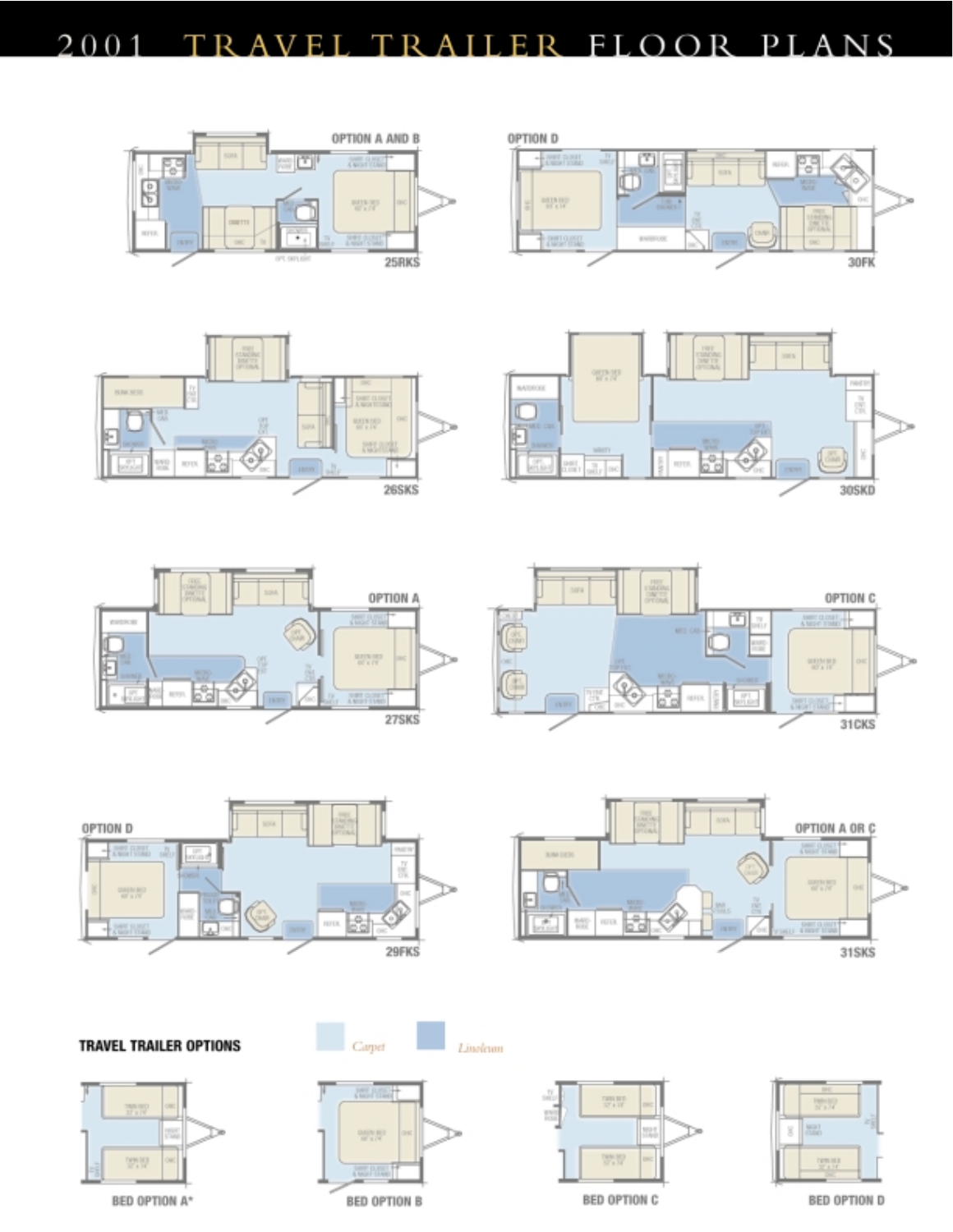# 2001 TRAVEL TRAILER FLOOR PLANS

OPTION A AND B

25RKS

OPTION D

30FK

26SKS

30SKD

OPTION A

27SKS

OPTION C

31CKS

OPTION D

29FKS

OPTION A OR C

31SKS

**TRAVEL TRAILER OPTIONS**

*Carpet*

*Linoleum*

BED OPTION A*

BED OPTION B

BED OPTION C

BED OPTION D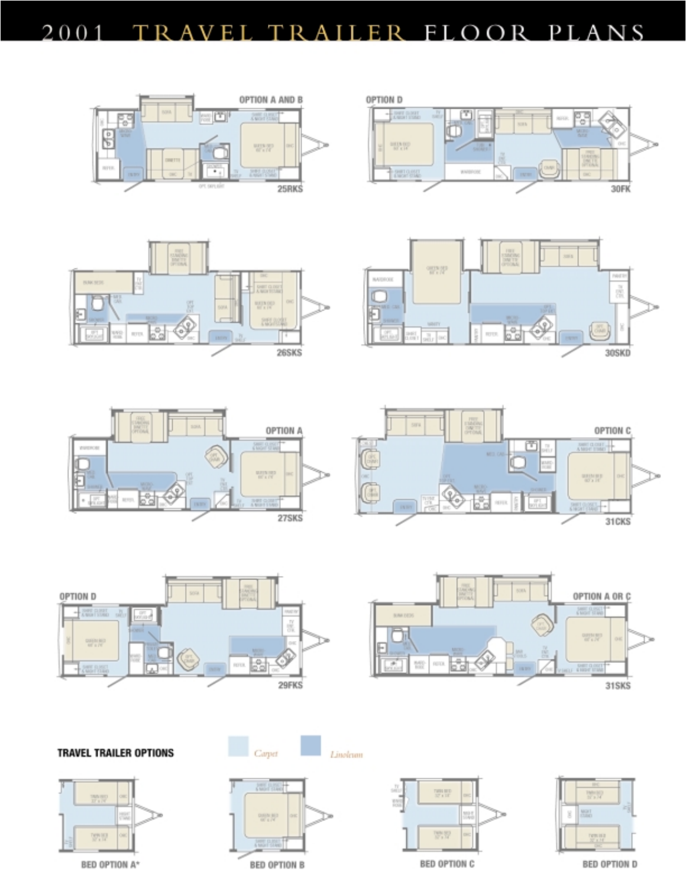# 2001 TRAVEL TRAILER FLOOR PLANS

OPTION A AND B

25RKS

OPTION D

30FK

26SKS

30SKD

OPTION A

27SKS

OPTION C

31CKS

OPTION D

29FKS

OPTION A OR C

31SKS

## TRAVEL TRAILER OPTIONS

*Carpet*

*Linoleum*

BED OPTION A*

BED OPTION B

BED OPTION C

BED OPTION D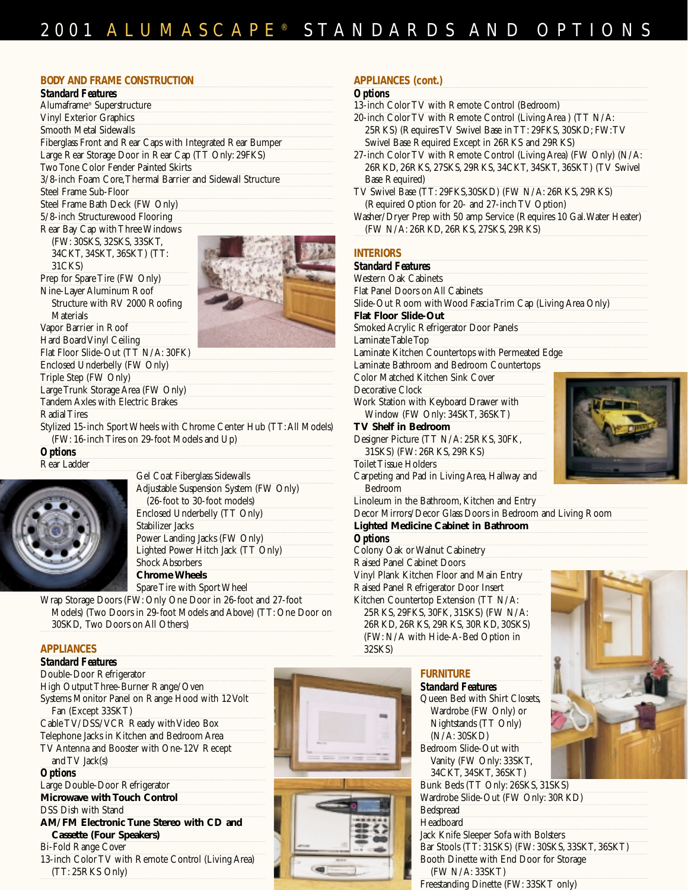# 2001 ALUMASCAPE® STANDARDS AND OPTIONS

## BODY AND FRAME CONSTRUCTION

### Standard Features

- Alumaframe® Superstructure
- Vinyl Exterior Graphics
- Smooth Metal Sidewalls
- Fiberglass Front and Rear Caps with Integrated Rear Bumper
- Large Rear Storage Door in Rear Cap (TT Only: 29FKS)
- Two Tone Color Fender Painted Skirts
- 3/8-inch Foam Core, Thermal Barrier and Sidewall Structure
- Steel Frame Sub-Floor
- Steel Frame Bath Deck (FW Only)
- 5/8-inch Structurewood Flooring
- Rear Bay Cap with Three Windows (FW: 30SKS, 32SKS, 33SKT, 34CKT, 34SKT, 36SKT) (TT: 31CKS)
- Prep for Spare Tire (FW Only)
- Nine-Layer Aluminum Roof Structure with RV 2000 Roofing Materials
- Vapor Barrier in Roof
- Hard Board Vinyl Ceiling
- Flat Floor Slide-Out (TT N/A: 30FK)
- Enclosed Underbelly (FW Only)
- Triple Step (FW Only)
- Large Trunk Storage Area (FW Only)
- Tandem Axles with Electric Brakes
- Radial Tires
- Stylized 15-inch Sport Wheels with Chrome Center Hub (TT: All Models) (FW: 16-inch Tires on 29-foot Models and Up)

### Options

- Rear Ladder
- Gel Coat Fiberglass Sidewalls
- Adjustable Suspension System (FW Only) (26-foot to 30-foot models)
- Enclosed Underbelly (TT Only)
- Stabilizer Jacks
- Power Landing Jacks (FW Only)
- Lighted Power Hitch Jack (TT Only)
- Shock Absorbers
- **Chrome Wheels**
- Spare Tire with Sport Wheel
- Wrap Storage Doors (FW: Only One Door in 26-foot and 27-foot Models) (Two Doors in 29-foot Models and Above) (TT: One Door on 30SKD, Two Doors on All Others)

## APPLIANCES

### Standard Features

- Double-Door Refrigerator
- High Output Three-Burner Range/Oven
- Systems Monitor Panel on Range Hood with 12 Volt Fan (Except 33SKT)
- Cable TV/DSS/VCR Ready with Video Box
- Telephone Jacks in Kitchen and Bedroom Area
- TV Antenna and Booster with One-12V Recept and TV Jack(s)

### Options

- Large Double-Door Refrigerator
- **Microwave with Touch Control**
- DSS Dish with Stand
- **AM/FM Electronic Tune Stereo with CD and Cassette (Four Speakers)**
- Bi-Fold Range Cover
- 13-inch Color TV with Remote Control (Living Area) (TT: 25RKS Only)

## APPLIANCES (cont.)

### Options

- 13-inch Color TV with Remote Control (Bedroom)
- 20-inch Color TV with Remote Control (Living Area) (TT N/A: 25RKS) (Requires TV Swivel Base in TT: 29FKS, 30SKD; FW: TV Swivel Base Required Except in 26RKS and 29RKS)
- 27-inch Color TV with Remote Control (Living Area) (FW Only) (N/A: 26RKD, 26RKS, 27SKS, 29RKS, 34CKT, 34SKT, 36SKT) (TV Swivel Base Required)
- TV Swivel Base (TT: 29FKS, 30SKD) (FW N/A: 26RKS, 29RKS) (Required Option for 20- and 27-inch TV Option)
- Washer/Dryer Prep with 50 amp Service (Requires 10 Gal. Water Heater) (FW N/A: 26RKD, 26RKS, 27SKS, 29RKS)

## INTERIORS

### Standard Features

- Western Oak Cabinets
- Flat Panel Doors on All Cabinets
- Slide-Out Room with Wood Fascia Trim Cap (Living Area Only)
- **Flat Floor Slide-Out**
- Smoked Acrylic Refrigerator Door Panels
- Laminate Table Top
- Laminate Kitchen Countertops with Permeated Edge
- Laminate Bathroom and Bedroom Countertops
- Color Matched Kitchen Sink Cover
- Decorative Clock
- Work Station with Keyboard Drawer with Window (FW Only: 34SKT, 36SKT)
- **TV Shelf in Bedroom**
- Designer Picture (TT N/A: 25RKS, 30FK, 31SKS) (FW: 26RKS, 29RKS)
- Toilet Tissue Holders
- Carpeting and Pad in Living Area, Hallway and Bedroom
- Linoleum in the Bathroom, Kitchen and Entry
- Decor Mirrors/Decor Glass Doors in Bedroom and Living Room
- **Lighted Medicine Cabinet in Bathroom**

### Options

- Colony Oak or Walnut Cabinetry
- Raised Panel Cabinet Doors
- Vinyl Plank Kitchen Floor and Main Entry
- Raised Panel Refrigerator Door Insert
- Kitchen Countertop Extension (TT N/A: 25RKS, 29FKS, 30FK, 31SKS) (FW N/A: 26RKD, 26RKS, 29RKS, 30RKD, 30SKS) (FW: N/A with Hide-A-Bed Option in 32SKS)

## FURNITURE

### Standard Features

- Queen Bed with Shirt Closets, Wardrobe (FW Only) or Nightstands (TT Only) (N/A: 30SKD)
- Bedroom Slide-Out with Vanity (FW Only: 33SKT, 34CKT, 34SKT, 36SKT)
- Bunk Beds (TT Only: 26SKS, 31SKS)
- Wardrobe Slide-Out (FW Only: 30RKD)
- Bedspread
- Headboard
- Jack Knife Sleeper Sofa with Bolsters
- Bar Stools (TT: 31SKS) (FW: 30SKS, 33SKT, 36SKT)
- Booth Dinette with End Door for Storage (FW N/A: 33SKT)
- Freestanding Dinette (FW: 33SKT only)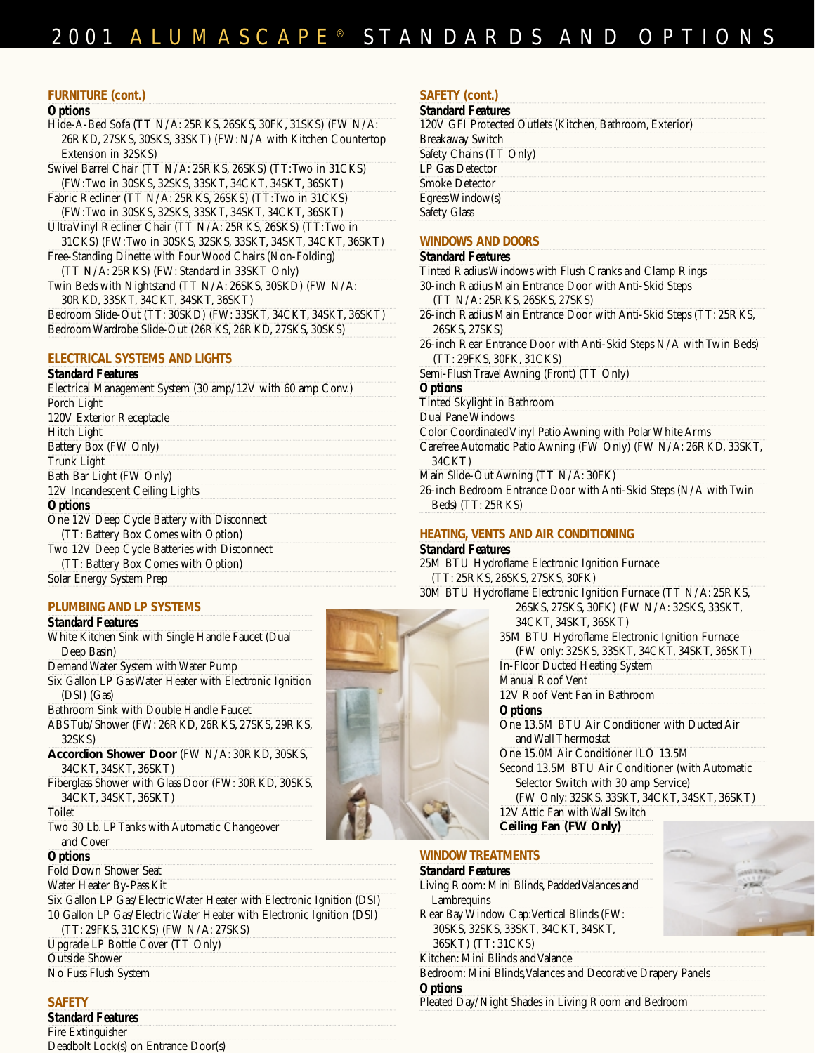# 2001 ALUMASCAPE® STANDARDS AND OPTIONS

## FURNITURE (cont.)

**Options**

Hide-A-Bed Sofa (TT N/A: 25RKS, 26SKS, 30FK, 31SKS) (FW N/A: 26RKD, 27SKS, 30SKS, 33SKT) (FW: N/A with Kitchen Countertop Extension in 32SKS)
Swivel Barrel Chair (TT N/A: 25RKS, 26SKS) (TT:Two in 31CKS) (FW:Two in 30SKS, 32SKS, 33SKT, 34CKT, 34SKT, 36SKT)
Fabric Recliner (TT N/A: 25RKS, 26SKS) (TT:Two in 31CKS) (FW:Two in 30SKS, 32SKS, 33SKT, 34SKT, 34CKT, 36SKT)
UltraVinyl Recliner Chair (TT N/A: 25RKS, 26SKS) (TT:Two in 31CKS) (FW:Two in 30SKS, 32SKS, 33SKT, 34SKT, 34CKT, 36SKT)
Free-Standing Dinette with Four Wood Chairs (Non-Folding) (TT N/A: 25RKS) (FW: Standard in 33SKT Only)
Twin Beds with Nightstand (TT N/A: 26SKS, 30SKD) (FW N/A: 30RKD, 33SKT, 34CKT, 34SKT, 36SKT)
Bedroom Slide-Out (TT: 30SKD) (FW: 33SKT, 34CKT, 34SKT, 36SKT)
Bedroom Wardrobe Slide-Out (26RKS, 26RKD, 27SKS, 30SKS)

## ELECTRICAL SYSTEMS AND LIGHTS

**Standard Features**

Electrical Management System (30 amp/12V with 60 amp Conv.)
Porch Light
120V Exterior Receptacle
Hitch Light
Battery Box (FW Only)
Trunk Light
Bath Bar Light (FW Only)
12V Incandescent Ceiling Lights

**Options**

One 12V Deep Cycle Battery with Disconnect (TT: Battery Box Comes with Option)
Two 12V Deep Cycle Batteries with Disconnect (TT: Battery Box Comes with Option)
Solar Energy System Prep

## PLUMBING AND LP SYSTEMS

**Standard Features**

White Kitchen Sink with Single Handle Faucet (Dual Deep Basin)
Demand Water System with Water Pump
Six Gallon LP Gas Water Heater with Electronic Ignition (DSI) (Gas)
Bathroom Sink with Double Handle Faucet
ABS Tub/Shower (FW: 26RKD, 26RKS, 27SKS, 29RKS, 32SKS)
**Accordion Shower Door** (FW N/A: 30RKD, 30SKS, 34CKT, 34SKT, 36SKT)
Fiberglass Shower with Glass Door (FW: 30RKD, 30SKS, 34CKT, 34SKT, 36SKT)
Toilet
Two 30 Lb. LP Tanks with Automatic Changeover and Cover

**Options**

Fold Down Shower Seat
Water Heater By-Pass Kit
Six Gallon LP Gas/Electric Water Heater with Electronic Ignition (DSI)
10 Gallon LP Gas/Electric Water Heater with Electronic Ignition (DSI) (TT: 29FKS, 31CKS) (FW N/A: 27SKS)
Upgrade LP Bottle Cover (TT Only)
Outside Shower
No Fuss Flush System

## SAFETY

**Standard Features**

Fire Extinguisher
Deadbolt Lock(s) on Entrance Door(s)

## SAFETY (cont.)

**Standard Features**

120V GFI Protected Outlets (Kitchen, Bathroom, Exterior)
Breakaway Switch
Safety Chains (TT Only)
LP Gas Detector
Smoke Detector
Egress Window(s)
Safety Glass

## WINDOWS AND DOORS

**Standard Features**

Tinted Radius Windows with Flush Cranks and Clamp Rings
30-inch Radius Main Entrance Door with Anti-Skid Steps (TT N/A: 25RKS, 26SKS, 27SKS)
26-inch Radius Main Entrance Door with Anti-Skid Steps (TT: 25RKS, 26SKS, 27SKS)
26-inch Rear Entrance Door with Anti-Skid Steps N/A with Twin Beds) (TT: 29FKS, 30FK, 31CKS)
Semi-Flush Travel Awning (Front) (TT Only)

**Options**

Tinted Skylight in Bathroom
Dual Pane Windows
Color Coordinated Vinyl Patio Awning with Polar White Arms
Carefree Automatic Patio Awning (FW Only) (FW N/A: 26RKD, 33SKT, 34CKT)
Main Slide-Out Awning (TT N/A: 30FK)
26-inch Bedroom Entrance Door with Anti-Skid Steps (N/A with Twin Beds) (TT: 25RKS)

## HEATING, VENTS AND AIR CONDITIONING

**Standard Features**

25M BTU Hydroflame Electronic Ignition Furnace (TT: 25RKS, 26SKS, 27SKS, 30FK)
30M BTU Hydroflame Electronic Ignition Furnace (TT N/A: 25RKS, 26SKS, 27SKS, 30FK) (FW N/A: 32SKS, 33SKT, 34CKT, 34SKT, 36SKT)
35M BTU Hydroflame Electronic Ignition Furnace (FW only: 32SKS, 33SKT, 34CKT, 34SKT, 36SKT)
In-Floor Ducted Heating System
Manual Roof Vent
12V Roof Vent Fan in Bathroom

**Options**

One 13.5M BTU Air Conditioner with Ducted Air and Wall Thermostat
One 15.0M Air Conditioner ILO 13.5M
Second 13.5M BTU Air Conditioner (with Automatic Selector Switch with 30 amp Service) (FW Only: 32SKS, 33SKT, 34CKT, 34SKT, 36SKT)
12V Attic Fan with Wall Switch
**Ceiling Fan (FW Only)**

## WINDOW TREATMENTS

**Standard Features**

Living Room: Mini Blinds, Padded Valances and Lambrequins
Rear Bay Window Cap:Vertical Blinds (FW: 30SKS, 32SKS, 33SKT, 34CKT, 34SKT, 36SKT) (TT: 31CKS)
Kitchen: Mini Blinds and Valance
Bedroom: Mini Blinds, Valances and Decorative Drapery Panels

**Options**

Pleated Day/Night Shades in Living Room and Bedroom